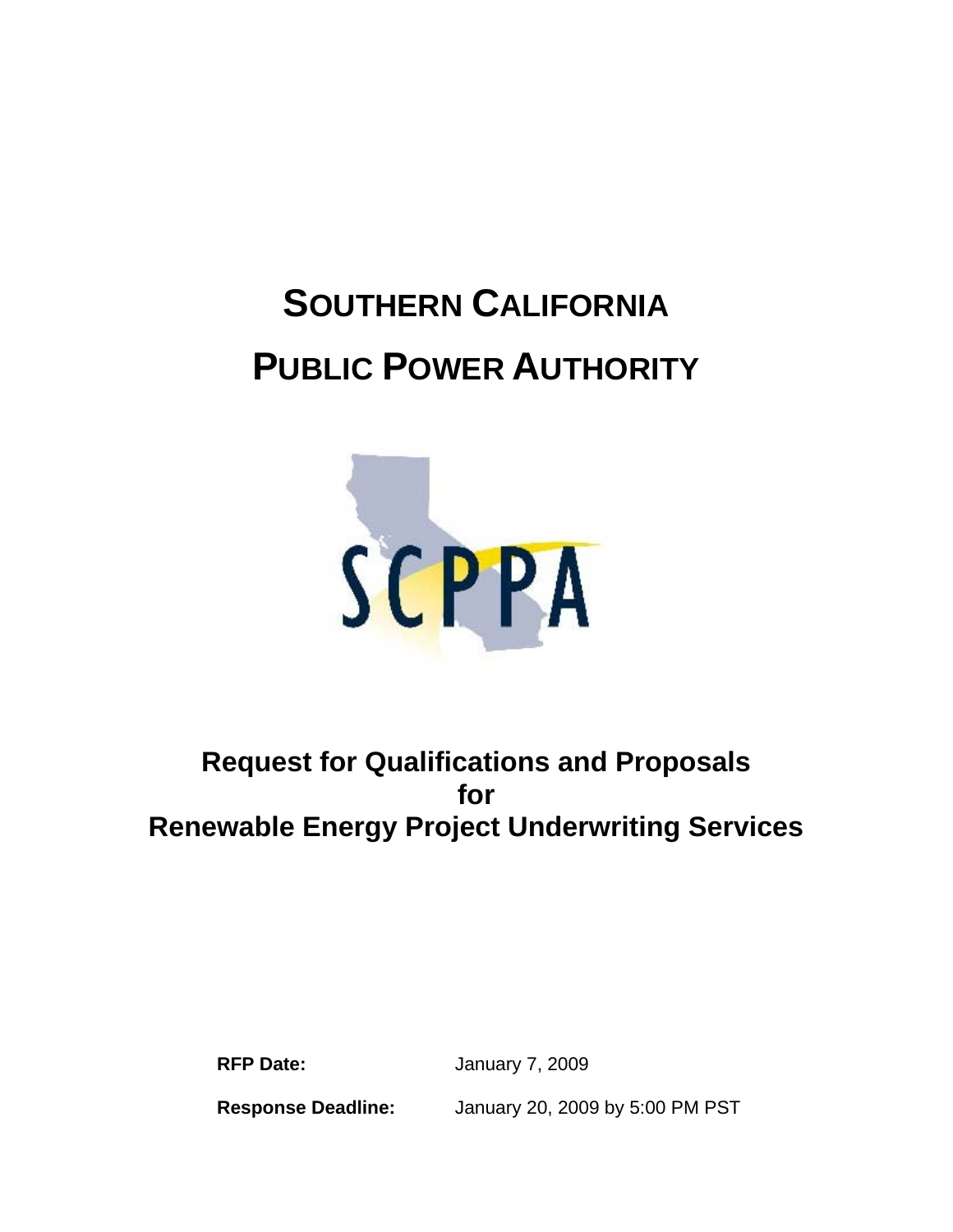# SOUTHERN CALIFORNIA PUBLIC POWER AUTHORITY

## Request for Qualifications and Proposals for Renewable Energy Project Underwriting Services

**RFP Date:** January 7, 2009

**Response Deadline:** January 20, 2009 by 5:00 PM PST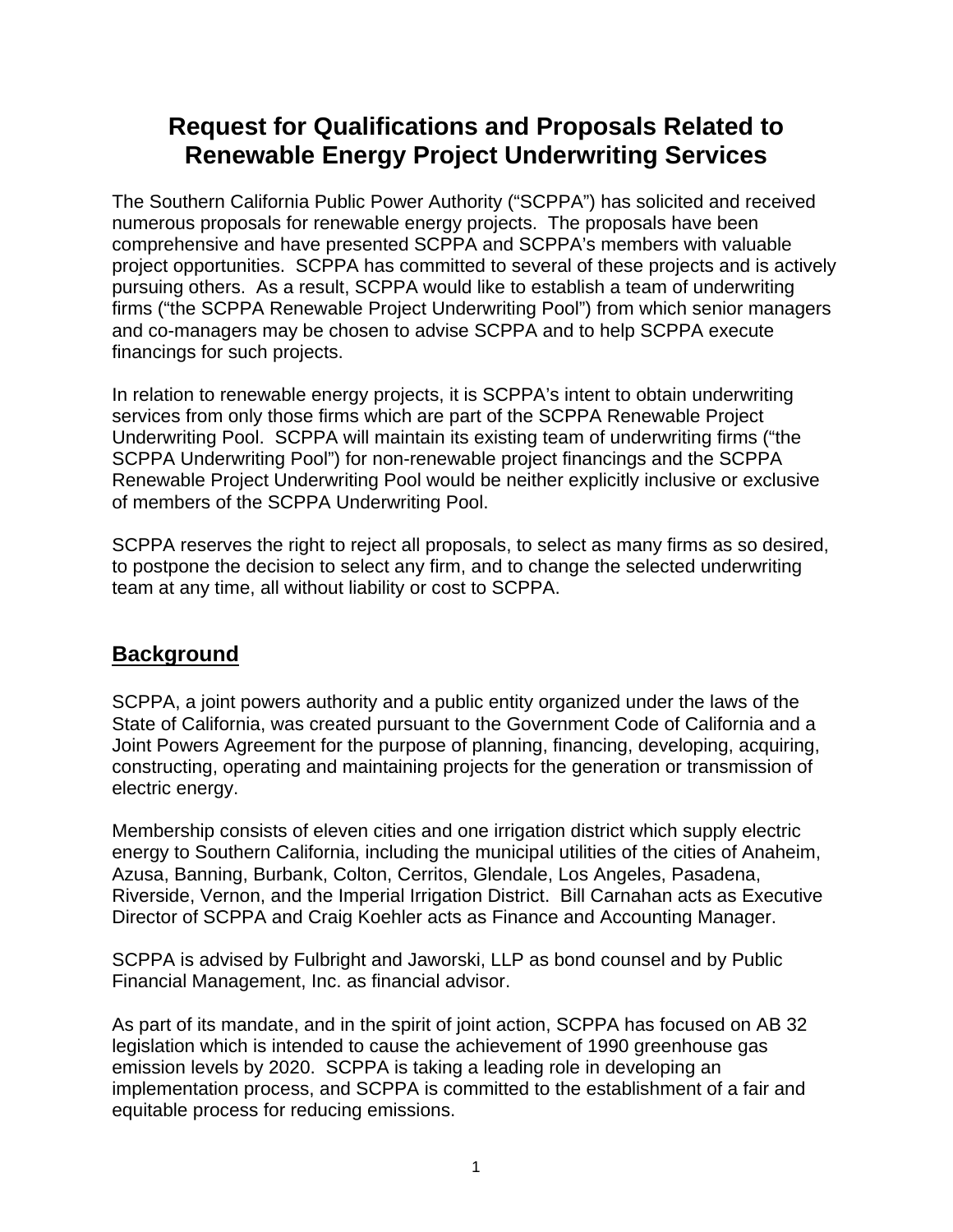# Request for Qualifications and Proposals Related to Renewable Energy Project Underwriting Services

The Southern California Public Power Authority ("SCPPA") has solicited and received numerous proposals for renewable energy projects. The proposals have been comprehensive and have presented SCPPA and SCPPA's members with valuable project opportunities. SCPPA has committed to several of these projects and is actively pursuing others. As a result, SCPPA would like to establish a team of underwriting firms ("the SCPPA Renewable Project Underwriting Pool") from which senior managers and co-managers may be chosen to advise SCPPA and to help SCPPA execute financings for such projects.

In relation to renewable energy projects, it is SCPPA's intent to obtain underwriting services from only those firms which are part of the SCPPA Renewable Project Underwriting Pool. SCPPA will maintain its existing team of underwriting firms ("the SCPPA Underwriting Pool") for non-renewable project financings and the SCPPA Renewable Project Underwriting Pool would be neither explicitly inclusive or exclusive of members of the SCPPA Underwriting Pool.

SCPPA reserves the right to reject all proposals, to select as many firms as so desired, to postpone the decision to select any firm, and to change the selected underwriting team at any time, all without liability or cost to SCPPA.

## Background

SCPPA, a joint powers authority and a public entity organized under the laws of the State of California, was created pursuant to the Government Code of California and a Joint Powers Agreement for the purpose of planning, financing, developing, acquiring, constructing, operating and maintaining projects for the generation or transmission of electric energy.

Membership consists of eleven cities and one irrigation district which supply electric energy to Southern California, including the municipal utilities of the cities of Anaheim, Azusa, Banning, Burbank, Colton, Cerritos, Glendale, Los Angeles, Pasadena, Riverside, Vernon, and the Imperial Irrigation District. Bill Carnahan acts as Executive Director of SCPPA and Craig Koehler acts as Finance and Accounting Manager.

SCPPA is advised by Fulbright and Jaworski, LLP as bond counsel and by Public Financial Management, Inc. as financial advisor.

As part of its mandate, and in the spirit of joint action, SCPPA has focused on AB 32 legislation which is intended to cause the achievement of 1990 greenhouse gas emission levels by 2020. SCPPA is taking a leading role in developing an implementation process, and SCPPA is committed to the establishment of a fair and equitable process for reducing emissions.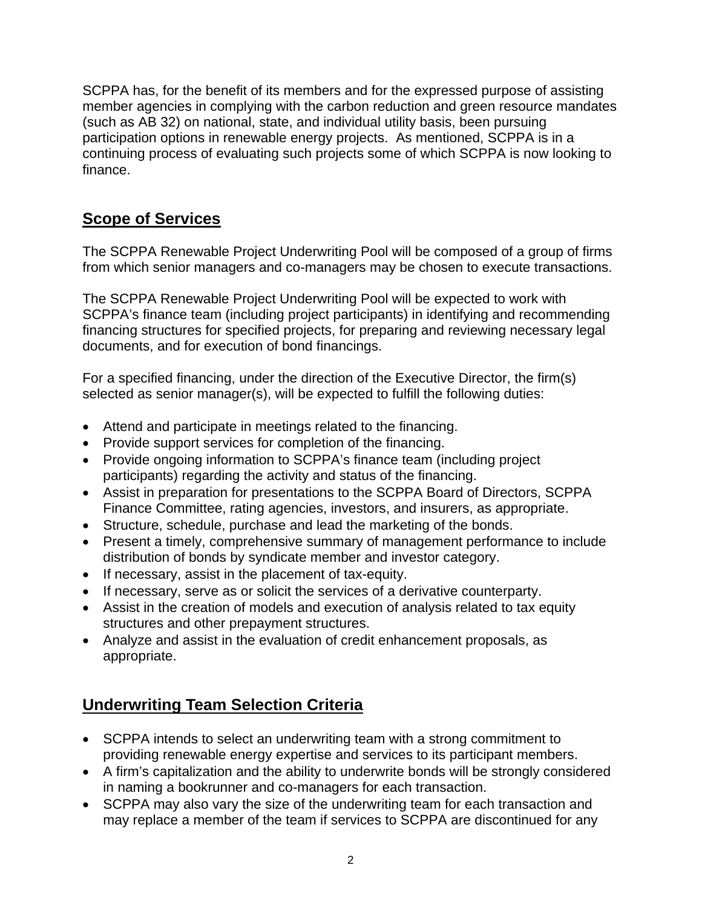SCPPA has, for the benefit of its members and for the expressed purpose of assisting member agencies in complying with the carbon reduction and green resource mandates (such as AB 32) on national, state, and individual utility basis, been pursuing participation options in renewable energy projects. As mentioned, SCPPA is in a continuing process of evaluating such projects some of which SCPPA is now looking to finance.

## Scope of Services

The SCPPA Renewable Project Underwriting Pool will be composed of a group of firms from which senior managers and co-managers may be chosen to execute transactions.

The SCPPA Renewable Project Underwriting Pool will be expected to work with SCPPA's finance team (including project participants) in identifying and recommending financing structures for specified projects, for preparing and reviewing necessary legal documents, and for execution of bond financings.

For a specified financing, under the direction of the Executive Director, the firm(s) selected as senior manager(s), will be expected to fulfill the following duties:

- Attend and participate in meetings related to the financing.
- Provide support services for completion of the financing.
- Provide ongoing information to SCPPA's finance team (including project participants) regarding the activity and status of the financing.
- Assist in preparation for presentations to the SCPPA Board of Directors, SCPPA Finance Committee, rating agencies, investors, and insurers, as appropriate.
- Structure, schedule, purchase and lead the marketing of the bonds.
- Present a timely, comprehensive summary of management performance to include distribution of bonds by syndicate member and investor category.
- If necessary, assist in the placement of tax-equity.
- If necessary, serve as or solicit the services of a derivative counterparty.
- Assist in the creation of models and execution of analysis related to tax equity structures and other prepayment structures.
- Analyze and assist in the evaluation of credit enhancement proposals, as appropriate.

## Underwriting Team Selection Criteria

- SCPPA intends to select an underwriting team with a strong commitment to providing renewable energy expertise and services to its participant members.
- A firm's capitalization and the ability to underwrite bonds will be strongly considered in naming a bookrunner and co-managers for each transaction.
- SCPPA may also vary the size of the underwriting team for each transaction and may replace a member of the team if services to SCPPA are discontinued for any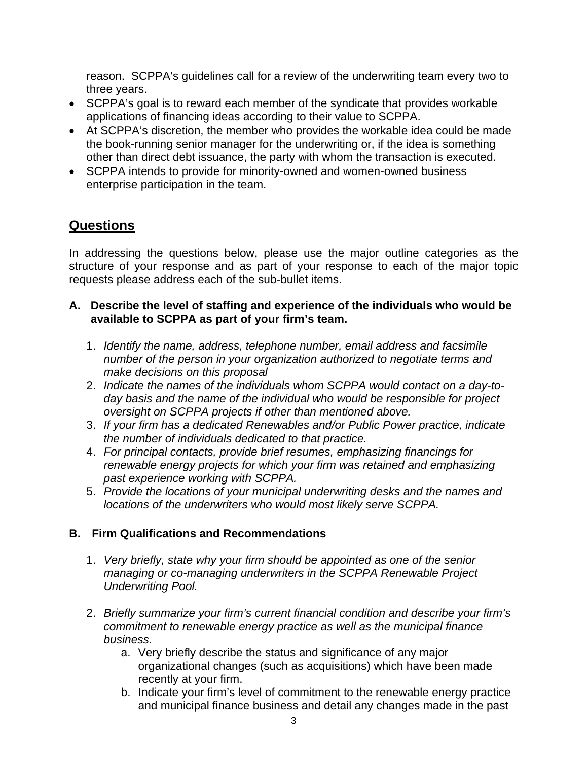reason. SCPPA's guidelines call for a review of the underwriting team every two to three years.

- SCPPA's goal is to reward each member of the syndicate that provides workable applications of financing ideas according to their value to SCPPA.
- At SCPPA's discretion, the member who provides the workable idea could be made the book-running senior manager for the underwriting or, if the idea is something other than direct debt issuance, the party with whom the transaction is executed.
- SCPPA intends to provide for minority-owned and women-owned business enterprise participation in the team.

## Questions

In addressing the questions below, please use the major outline categories as the structure of your response and as part of your response to each of the major topic requests please address each of the sub-bullet items.

**A. Describe the level of staffing and experience of the individuals who would be available to SCPPA as part of your firm's team.**

1. *Identify the name, address, telephone number, email address and facsimile number of the person in your organization authorized to negotiate terms and make decisions on this proposal*
2. *Indicate the names of the individuals whom SCPPA would contact on a day-to-day basis and the name of the individual who would be responsible for project oversight on SCPPA projects if other than mentioned above.*
3. *If your firm has a dedicated Renewables and/or Public Power practice, indicate the number of individuals dedicated to that practice.*
4. *For principal contacts, provide brief resumes, emphasizing financings for renewable energy projects for which your firm was retained and emphasizing past experience working with SCPPA.*
5. *Provide the locations of your municipal underwriting desks and the names and locations of the underwriters who would most likely serve SCPPA.*

**B. Firm Qualifications and Recommendations**

1. *Very briefly, state why your firm should be appointed as one of the senior managing or co-managing underwriters in the SCPPA Renewable Project Underwriting Pool.*

2. *Briefly summarize your firm's current financial condition and describe your firm's commitment to renewable energy practice as well as the municipal finance business.*
   a. Very briefly describe the status and significance of any major organizational changes (such as acquisitions) which have been made recently at your firm.
   b. Indicate your firm's level of commitment to the renewable energy practice and municipal finance business and detail any changes made in the past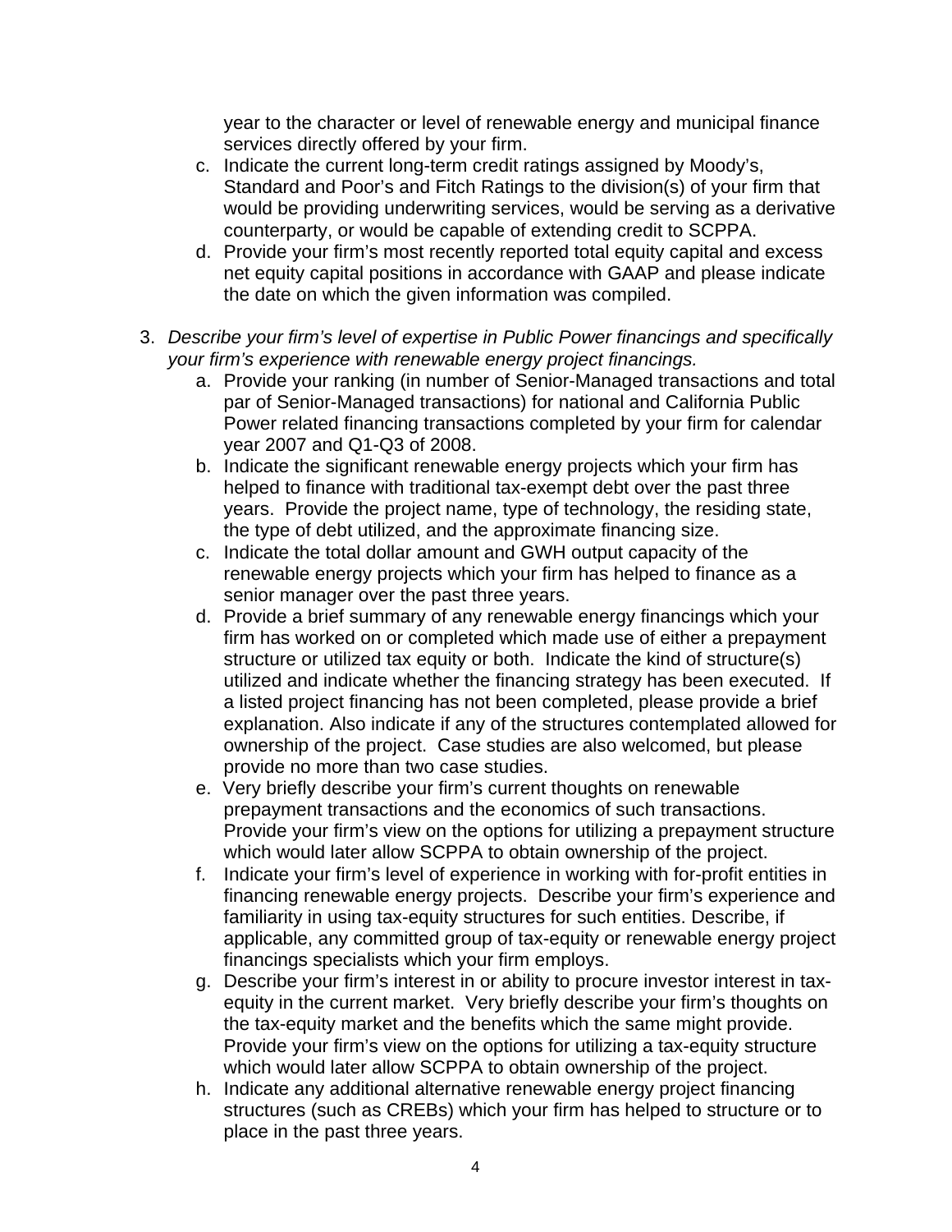year to the character or level of renewable energy and municipal finance services directly offered by your firm.

c. Indicate the current long-term credit ratings assigned by Moody's, Standard and Poor's and Fitch Ratings to the division(s) of your firm that would be providing underwriting services, would be serving as a derivative counterparty, or would be capable of extending credit to SCPPA.
d. Provide your firm's most recently reported total equity capital and excess net equity capital positions in accordance with GAAP and please indicate the date on which the given information was compiled.

3. *Describe your firm's level of expertise in Public Power financings and specifically your firm's experience with renewable energy project financings.*
   a. Provide your ranking (in number of Senior-Managed transactions and total par of Senior-Managed transactions) for national and California Public Power related financing transactions completed by your firm for calendar year 2007 and Q1-Q3 of 2008.
   b. Indicate the significant renewable energy projects which your firm has helped to finance with traditional tax-exempt debt over the past three years. Provide the project name, type of technology, the residing state, the type of debt utilized, and the approximate financing size.
   c. Indicate the total dollar amount and GWH output capacity of the renewable energy projects which your firm has helped to finance as a senior manager over the past three years.
   d. Provide a brief summary of any renewable energy financings which your firm has worked on or completed which made use of either a prepayment structure or utilized tax equity or both. Indicate the kind of structure(s) utilized and indicate whether the financing strategy has been executed. If a listed project financing has not been completed, please provide a brief explanation. Also indicate if any of the structures contemplated allowed for ownership of the project. Case studies are also welcomed, but please provide no more than two case studies.
   e. Very briefly describe your firm's current thoughts on renewable prepayment transactions and the economics of such transactions. Provide your firm's view on the options for utilizing a prepayment structure which would later allow SCPPA to obtain ownership of the project.
   f. Indicate your firm's level of experience in working with for-profit entities in financing renewable energy projects. Describe your firm's experience and familiarity in using tax-equity structures for such entities. Describe, if applicable, any committed group of tax-equity or renewable energy project financings specialists which your firm employs.
   g. Describe your firm's interest in or ability to procure investor interest in tax-equity in the current market. Very briefly describe your firm's thoughts on the tax-equity market and the benefits which the same might provide. Provide your firm's view on the options for utilizing a tax-equity structure which would later allow SCPPA to obtain ownership of the project.
   h. Indicate any additional alternative renewable energy project financing structures (such as CREBs) which your firm has helped to structure or to place in the past three years.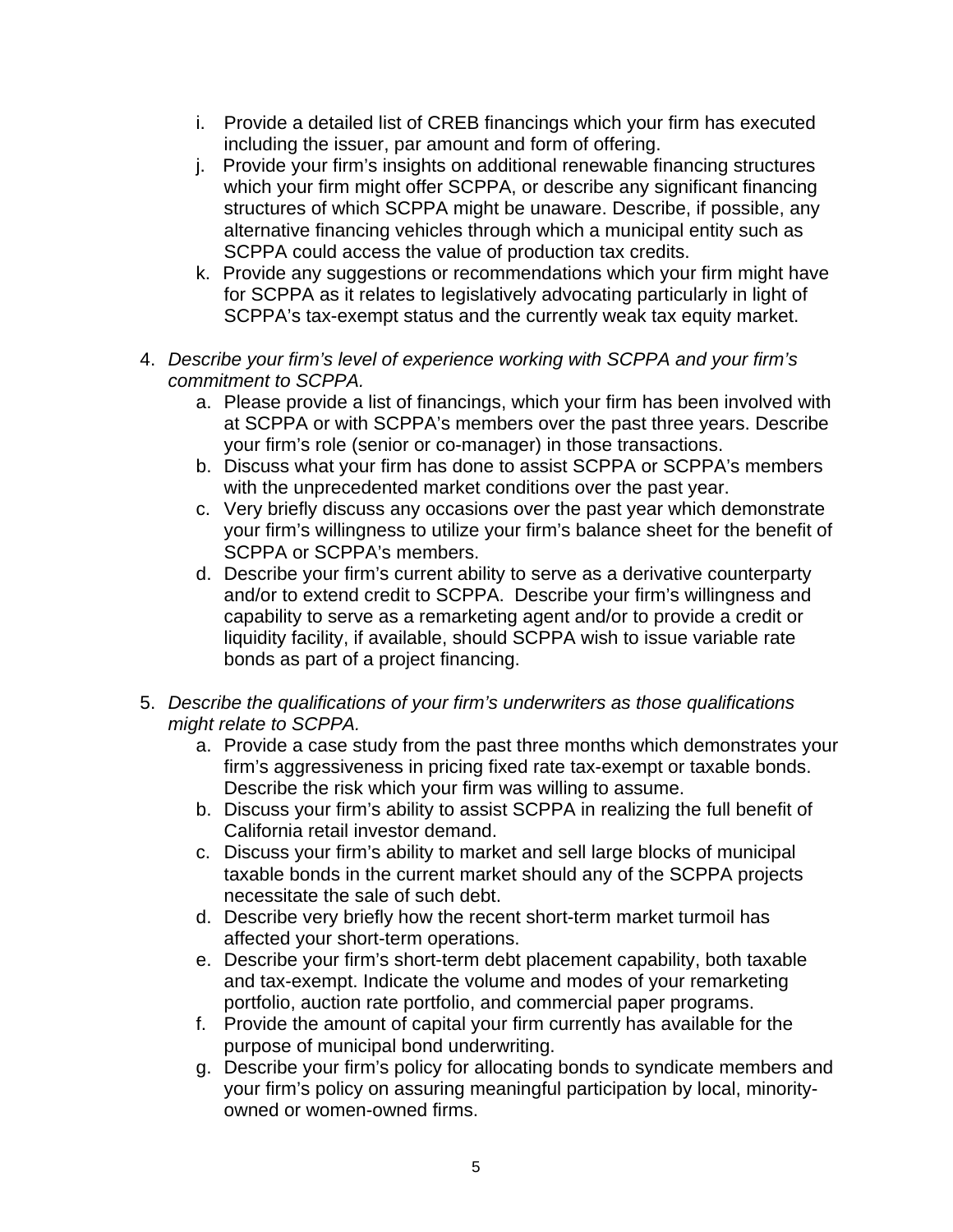i. Provide a detailed list of CREB financings which your firm has executed including the issuer, par amount and form of offering.

j. Provide your firm's insights on additional renewable financing structures which your firm might offer SCPPA, or describe any significant financing structures of which SCPPA might be unaware. Describe, if possible, any alternative financing vehicles through which a municipal entity such as SCPPA could access the value of production tax credits.

k. Provide any suggestions or recommendations which your firm might have for SCPPA as it relates to legislatively advocating particularly in light of SCPPA's tax-exempt status and the currently weak tax equity market.

4. *Describe your firm's level of experience working with SCPPA and your firm's commitment to SCPPA.*
   a. Please provide a list of financings, which your firm has been involved with at SCPPA or with SCPPA's members over the past three years. Describe your firm's role (senior or co-manager) in those transactions.
   b. Discuss what your firm has done to assist SCPPA or SCPPA's members with the unprecedented market conditions over the past year.
   c. Very briefly discuss any occasions over the past year which demonstrate your firm's willingness to utilize your firm's balance sheet for the benefit of SCPPA or SCPPA's members.
   d. Describe your firm's current ability to serve as a derivative counterparty and/or to extend credit to SCPPA. Describe your firm's willingness and capability to serve as a remarketing agent and/or to provide a credit or liquidity facility, if available, should SCPPA wish to issue variable rate bonds as part of a project financing.

5. *Describe the qualifications of your firm's underwriters as those qualifications might relate to SCPPA.*
   a. Provide a case study from the past three months which demonstrates your firm's aggressiveness in pricing fixed rate tax-exempt or taxable bonds. Describe the risk which your firm was willing to assume.
   b. Discuss your firm's ability to assist SCPPA in realizing the full benefit of California retail investor demand.
   c. Discuss your firm's ability to market and sell large blocks of municipal taxable bonds in the current market should any of the SCPPA projects necessitate the sale of such debt.
   d. Describe very briefly how the recent short-term market turmoil has affected your short-term operations.
   e. Describe your firm's short-term debt placement capability, both taxable and tax-exempt. Indicate the volume and modes of your remarketing portfolio, auction rate portfolio, and commercial paper programs.
   f. Provide the amount of capital your firm currently has available for the purpose of municipal bond underwriting.
   g. Describe your firm's policy for allocating bonds to syndicate members and your firm's policy on assuring meaningful participation by local, minority-owned or women-owned firms.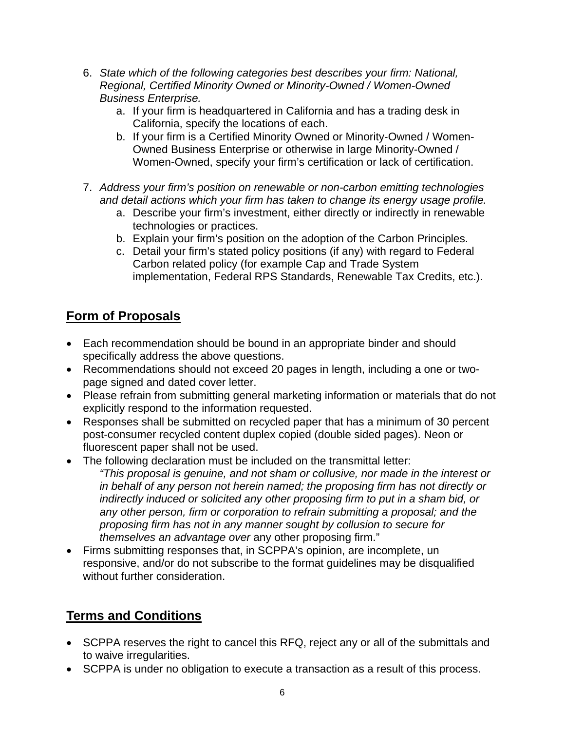6. *State which of the following categories best describes your firm: National, Regional, Certified Minority Owned or Minority-Owned / Women-Owned Business Enterprise.*
    a. If your firm is headquartered in California and has a trading desk in California, specify the locations of each.
    b. If your firm is a Certified Minority Owned or Minority-Owned / Women-Owned Business Enterprise or otherwise in large Minority-Owned / Women-Owned, specify your firm's certification or lack of certification.

7. *Address your firm's position on renewable or non-carbon emitting technologies and detail actions which your firm has taken to change its energy usage profile.*
    a. Describe your firm's investment, either directly or indirectly in renewable technologies or practices.
    b. Explain your firm's position on the adoption of the Carbon Principles.
    c. Detail your firm's stated policy positions (if any) with regard to Federal Carbon related policy (for example Cap and Trade System implementation, Federal RPS Standards, Renewable Tax Credits, etc.).

## Form of Proposals

- Each recommendation should be bound in an appropriate binder and should specifically address the above questions.
- Recommendations should not exceed 20 pages in length, including a one or two-page signed and dated cover letter.
- Please refrain from submitting general marketing information or materials that do not explicitly respond to the information requested.
- Responses shall be submitted on recycled paper that has a minimum of 30 percent post-consumer recycled content duplex copied (double sided pages). Neon or fluorescent paper shall not be used.
- The following declaration must be included on the transmittal letter:
  *"This proposal is genuine, and not sham or collusive, nor made in the interest or in behalf of any person not herein named; the proposing firm has not directly or indirectly induced or solicited any other proposing firm to put in a sham bid, or any other person, firm or corporation to refrain submitting a proposal; and the proposing firm has not in any manner sought by collusion to secure for themselves an advantage over* any other proposing firm."
- Firms submitting responses that, in SCPPA's opinion, are incomplete, un responsive, and/or do not subscribe to the format guidelines may be disqualified without further consideration.

## Terms and Conditions

- SCPPA reserves the right to cancel this RFQ, reject any or all of the submittals and to waive irregularities.
- SCPPA is under no obligation to execute a transaction as a result of this process.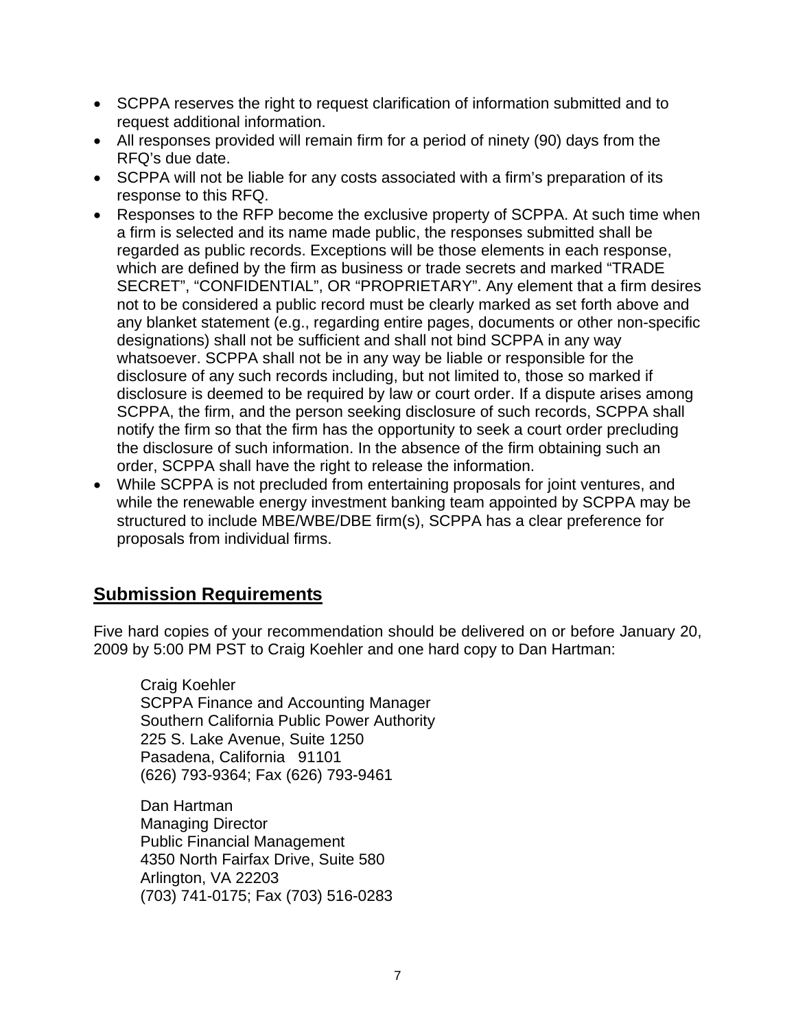- SCPPA reserves the right to request clarification of information submitted and to request additional information.
- All responses provided will remain firm for a period of ninety (90) days from the RFQ's due date.
- SCPPA will not be liable for any costs associated with a firm's preparation of its response to this RFQ.
- Responses to the RFP become the exclusive property of SCPPA. At such time when a firm is selected and its name made public, the responses submitted shall be regarded as public records. Exceptions will be those elements in each response, which are defined by the firm as business or trade secrets and marked "TRADE SECRET", "CONFIDENTIAL", OR "PROPRIETARY". Any element that a firm desires not to be considered a public record must be clearly marked as set forth above and any blanket statement (e.g., regarding entire pages, documents or other non-specific designations) shall not be sufficient and shall not bind SCPPA in any way whatsoever. SCPPA shall not be in any way be liable or responsible for the disclosure of any such records including, but not limited to, those so marked if disclosure is deemed to be required by law or court order. If a dispute arises among SCPPA, the firm, and the person seeking disclosure of such records, SCPPA shall notify the firm so that the firm has the opportunity to seek a court order precluding the disclosure of such information. In the absence of the firm obtaining such an order, SCPPA shall have the right to release the information.
- While SCPPA is not precluded from entertaining proposals for joint ventures, and while the renewable energy investment banking team appointed by SCPPA may be structured to include MBE/WBE/DBE firm(s), SCPPA has a clear preference for proposals from individual firms.

## Submission Requirements

Five hard copies of your recommendation should be delivered on or before January 20, 2009 by 5:00 PM PST to Craig Koehler and one hard copy to Dan Hartman:

Craig Koehler
SCPPA Finance and Accounting Manager
Southern California Public Power Authority
225 S. Lake Avenue, Suite 1250
Pasadena, California 91101
(626) 793-9364; Fax (626) 793-9461

Dan Hartman
Managing Director
Public Financial Management
4350 North Fairfax Drive, Suite 580
Arlington, VA 22203
(703) 741-0175; Fax (703) 516-0283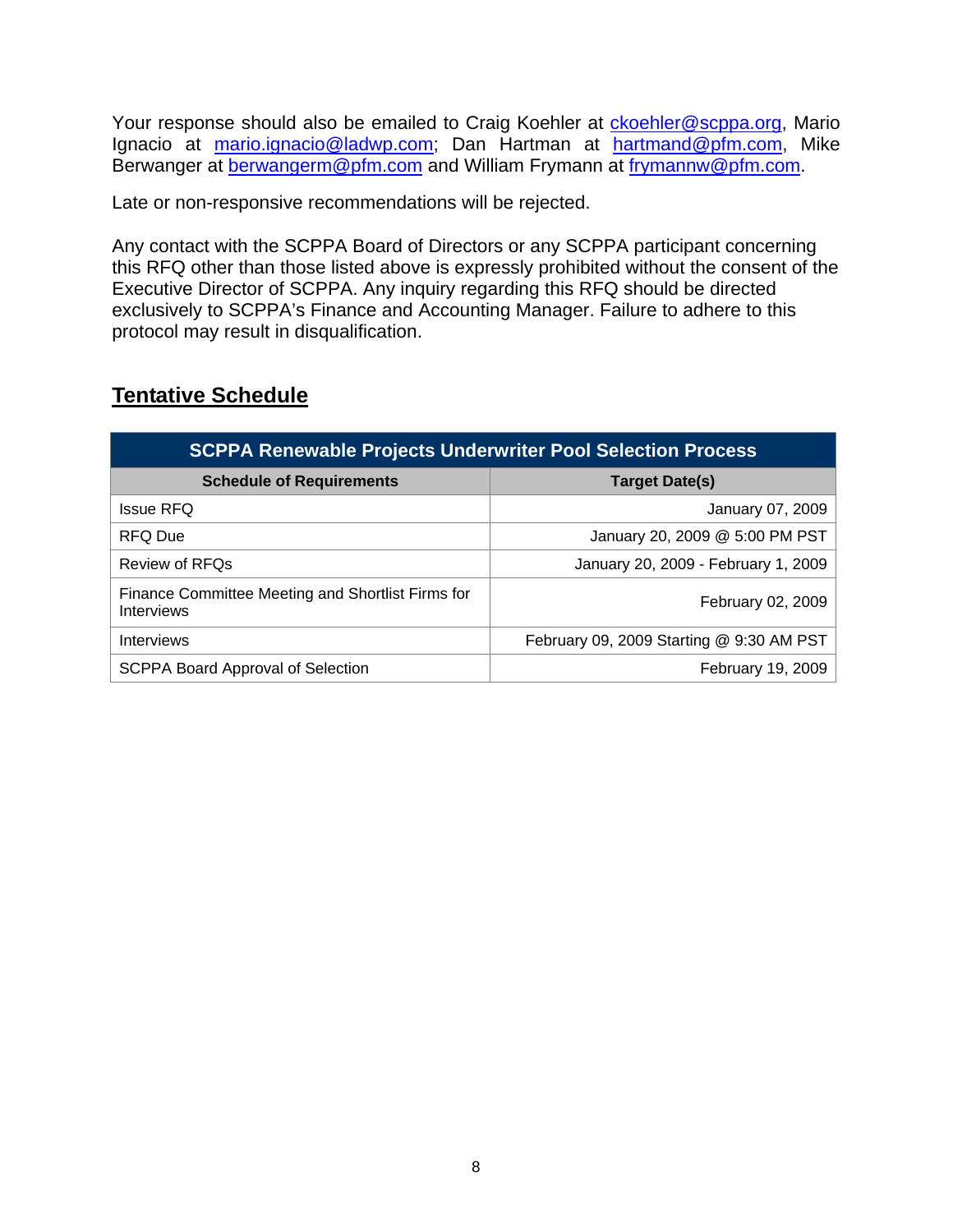Your response should also be emailed to Craig Koehler at ckoehler@scppa.org, Mario Ignacio at mario.ignacio@ladwp.com; Dan Hartman at hartmand@pfm.com, Mike Berwanger at berwangerm@pfm.com and William Frymann at frymannw@pfm.com.

Late or non-responsive recommendations will be rejected.

Any contact with the SCPPA Board of Directors or any SCPPA participant concerning this RFQ other than those listed above is expressly prohibited without the consent of the Executive Director of SCPPA. Any inquiry regarding this RFQ should be directed exclusively to SCPPA's Finance and Accounting Manager. Failure to adhere to this protocol may result in disqualification.

## Tentative Schedule

| SCPPA Renewable Projects Underwriter Pool Selection Process | |
|---|---|
| **Schedule of Requirements** | **Target Date(s)** |
| Issue RFQ | January 07, 2009 |
| RFQ Due | January 20, 2009 @ 5:00 PM PST |
| Review of RFQs | January 20, 2009 - February 1, 2009 |
| Finance Committee Meeting and Shortlist Firms for Interviews | February 02, 2009 |
| Interviews | February 09, 2009 Starting @ 9:30 AM PST |
| SCPPA Board Approval of Selection | February 19, 2009 |